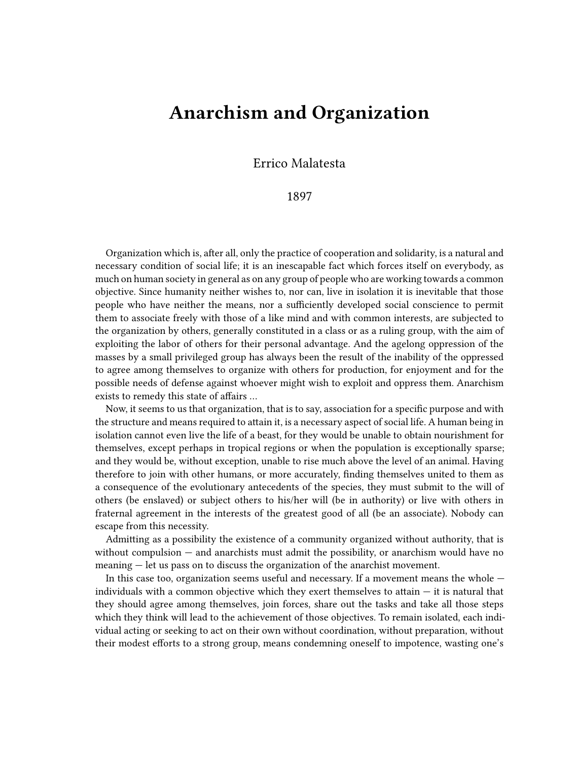# Anarchism and Organization

Errico Malatesta

1897

Organization which is, after all, only the practice of cooperation and solidarity, is a natural and necessary condition of social life; it is an inescapable fact which forces itself on everybody, as much on human society in general as on any group of people who are working towards a common objective. Since humanity neither wishes to, nor can, live in isolation it is inevitable that those people who have neither the means, nor a sufficiently developed social conscience to permit them to associate freely with those of a like mind and with common interests, are subjected to the organization by others, generally constituted in a class or as a ruling group, with the aim of exploiting the labor of others for their personal advantage. And the agelong oppression of the masses by a small privileged group has always been the result of the inability of the oppressed to agree among themselves to organize with others for production, for enjoyment and for the possible needs of defense against whoever might wish to exploit and oppress them. Anarchism exists to remedy this state of affairs …

Now, it seems to us that organization, that is to say, association for a specific purpose and with the structure and means required to attain it, is a necessary aspect of social life. A human being in isolation cannot even live the life of a beast, for they would be unable to obtain nourishment for themselves, except perhaps in tropical regions or when the population is exceptionally sparse; and they would be, without exception, unable to rise much above the level of an animal. Having therefore to join with other humans, or more accurately, finding themselves united to them as a consequence of the evolutionary antecedents of the species, they must submit to the will of others (be enslaved) or subject others to his/her will (be in authority) or live with others in fraternal agreement in the interests of the greatest good of all (be an associate). Nobody can escape from this necessity.

Admitting as a possibility the existence of a community organized without authority, that is without compulsion — and anarchists must admit the possibility, or anarchism would have no meaning — let us pass on to discuss the organization of the anarchist movement.

In this case too, organization seems useful and necessary. If a movement means the whole — individuals with a common objective which they exert themselves to attain — it is natural that they should agree among themselves, join forces, share out the tasks and take all those steps which they think will lead to the achievement of those objectives. To remain isolated, each individual acting or seeking to act on their own without coordination, without preparation, without their modest efforts to a strong group, means condemning oneself to impotence, wasting one's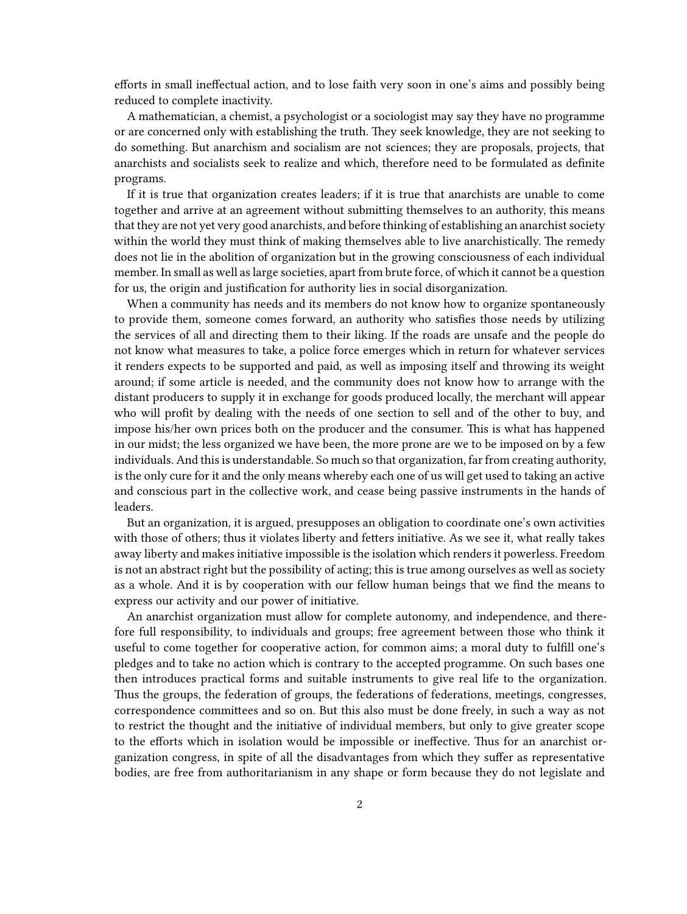efforts in small ineffectual action, and to lose faith very soon in one's aims and possibly being reduced to complete inactivity.

A mathematician, a chemist, a psychologist or a sociologist may say they have no programme or are concerned only with establishing the truth. They seek knowledge, they are not seeking to do something. But anarchism and socialism are not sciences; they are proposals, projects, that anarchists and socialists seek to realize and which, therefore need to be formulated as definite programs.

If it is true that organization creates leaders; if it is true that anarchists are unable to come together and arrive at an agreement without submitting themselves to an authority, this means that they are not yet very good anarchists, and before thinking of establishing an anarchist society within the world they must think of making themselves able to live anarchistically. The remedy does not lie in the abolition of organization but in the growing consciousness of each individual member. In small as well as large societies, apart from brute force, of which it cannot be a question for us, the origin and justification for authority lies in social disorganization.

When a community has needs and its members do not know how to organize spontaneously to provide them, someone comes forward, an authority who satisfies those needs by utilizing the services of all and directing them to their liking. If the roads are unsafe and the people do not know what measures to take, a police force emerges which in return for whatever services it renders expects to be supported and paid, as well as imposing itself and throwing its weight around; if some article is needed, and the community does not know how to arrange with the distant producers to supply it in exchange for goods produced locally, the merchant will appear who will profit by dealing with the needs of one section to sell and of the other to buy, and impose his/her own prices both on the producer and the consumer. This is what has happened in our midst; the less organized we have been, the more prone are we to be imposed on by a few individuals. And this is understandable. So much so that organization, far from creating authority, is the only cure for it and the only means whereby each one of us will get used to taking an active and conscious part in the collective work, and cease being passive instruments in the hands of leaders.

But an organization, it is argued, presupposes an obligation to coordinate one's own activities with those of others; thus it violates liberty and fetters initiative. As we see it, what really takes away liberty and makes initiative impossible is the isolation which renders it powerless. Freedom is not an abstract right but the possibility of acting; this is true among ourselves as well as society as a whole. And it is by cooperation with our fellow human beings that we find the means to express our activity and our power of initiative.

An anarchist organization must allow for complete autonomy, and independence, and therefore full responsibility, to individuals and groups; free agreement between those who think it useful to come together for cooperative action, for common aims; a moral duty to fulfill one's pledges and to take no action which is contrary to the accepted programme. On such bases one then introduces practical forms and suitable instruments to give real life to the organization. Thus the groups, the federation of groups, the federations of federations, meetings, congresses, correspondence committees and so on. But this also must be done freely, in such a way as not to restrict the thought and the initiative of individual members, but only to give greater scope to the efforts which in isolation would be impossible or ineffective. Thus for an anarchist organization congress, in spite of all the disadvantages from which they suffer as representative bodies, are free from authoritarianism in any shape or form because they do not legislate and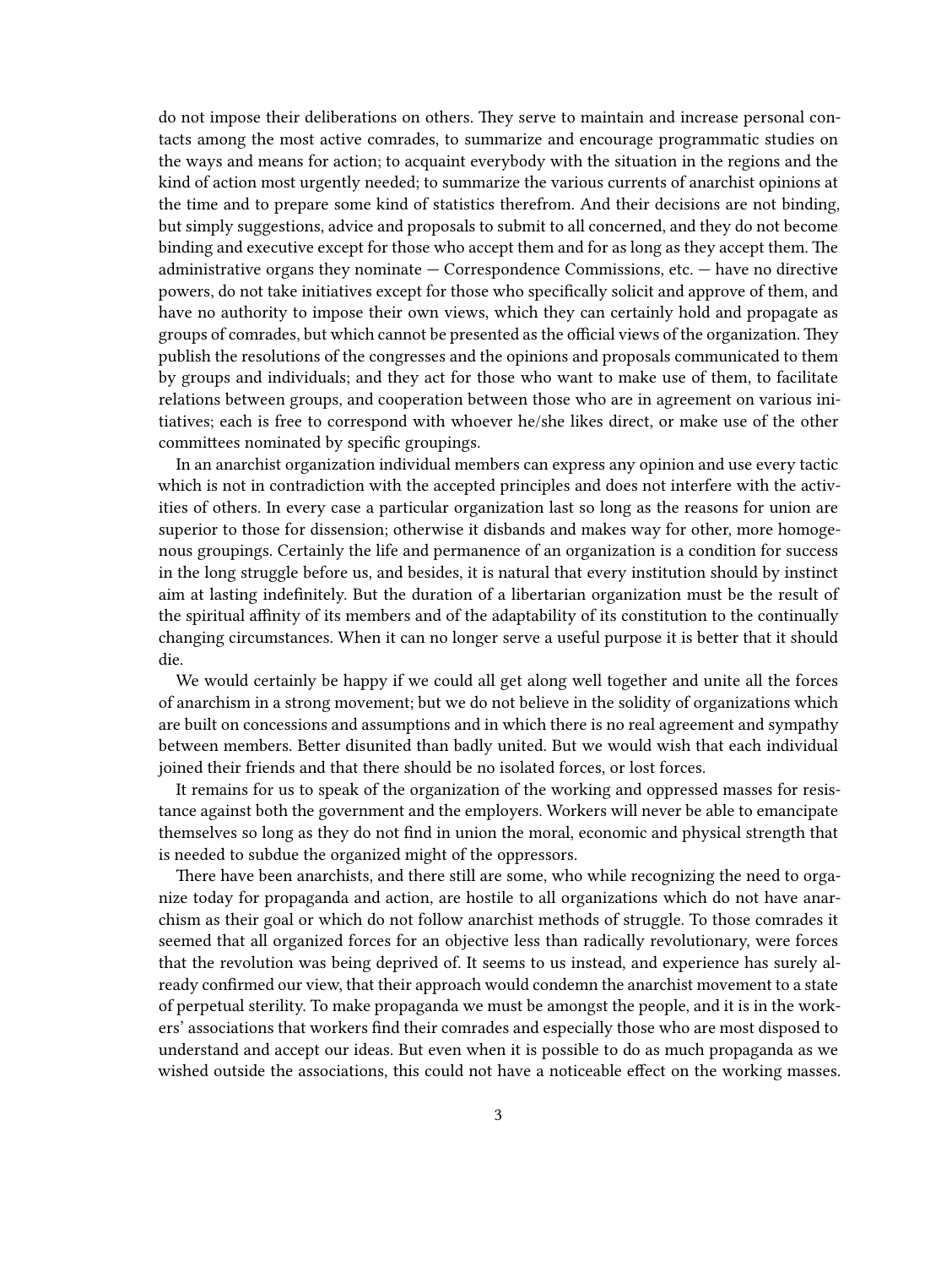do not impose their deliberations on others. They serve to maintain and increase personal contacts among the most active comrades, to summarize and encourage programmatic studies on the ways and means for action; to acquaint everybody with the situation in the regions and the kind of action most urgently needed; to summarize the various currents of anarchist opinions at the time and to prepare some kind of statistics therefrom. And their decisions are not binding, but simply suggestions, advice and proposals to submit to all concerned, and they do not become binding and executive except for those who accept them and for as long as they accept them. The administrative organs they nominate — Correspondence Commissions, etc. — have no directive powers, do not take initiatives except for those who specifically solicit and approve of them, and have no authority to impose their own views, which they can certainly hold and propagate as groups of comrades, but which cannot be presented as the official views of the organization. They publish the resolutions of the congresses and the opinions and proposals communicated to them by groups and individuals; and they act for those who want to make use of them, to facilitate relations between groups, and cooperation between those who are in agreement on various initiatives; each is free to correspond with whoever he/she likes direct, or make use of the other committees nominated by specific groupings.

In an anarchist organization individual members can express any opinion and use every tactic which is not in contradiction with the accepted principles and does not interfere with the activities of others. In every case a particular organization last so long as the reasons for union are superior to those for dissension; otherwise it disbands and makes way for other, more homogenous groupings. Certainly the life and permanence of an organization is a condition for success in the long struggle before us, and besides, it is natural that every institution should by instinct aim at lasting indefinitely. But the duration of a libertarian organization must be the result of the spiritual affinity of its members and of the adaptability of its constitution to the continually changing circumstances. When it can no longer serve a useful purpose it is better that it should die.

We would certainly be happy if we could all get along well together and unite all the forces of anarchism in a strong movement; but we do not believe in the solidity of organizations which are built on concessions and assumptions and in which there is no real agreement and sympathy between members. Better disunited than badly united. But we would wish that each individual joined their friends and that there should be no isolated forces, or lost forces.

It remains for us to speak of the organization of the working and oppressed masses for resistance against both the government and the employers. Workers will never be able to emancipate themselves so long as they do not find in union the moral, economic and physical strength that is needed to subdue the organized might of the oppressors.

There have been anarchists, and there still are some, who while recognizing the need to organize today for propaganda and action, are hostile to all organizations which do not have anarchism as their goal or which do not follow anarchist methods of struggle. To those comrades it seemed that all organized forces for an objective less than radically revolutionary, were forces that the revolution was being deprived of. It seems to us instead, and experience has surely already confirmed our view, that their approach would condemn the anarchist movement to a state of perpetual sterility. To make propaganda we must be amongst the people, and it is in the workers' associations that workers find their comrades and especially those who are most disposed to understand and accept our ideas. But even when it is possible to do as much propaganda as we wished outside the associations, this could not have a noticeable effect on the working masses.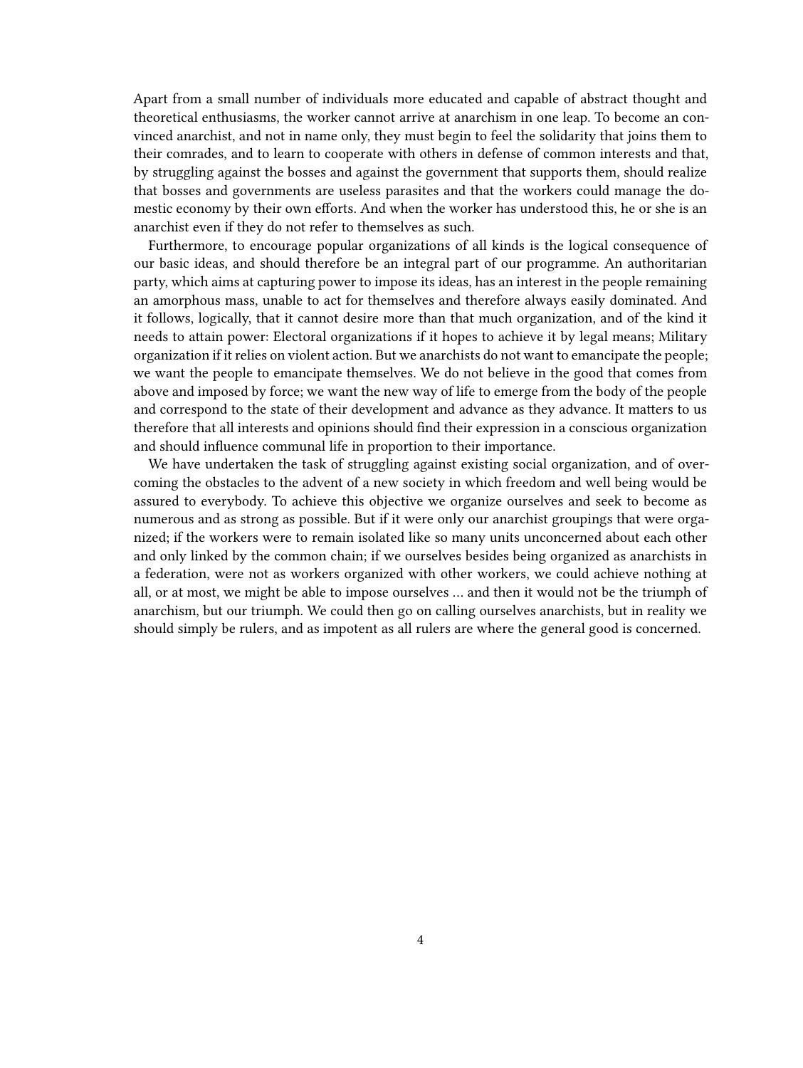Apart from a small number of individuals more educated and capable of abstract thought and theoretical enthusiasms, the worker cannot arrive at anarchism in one leap. To become an convinced anarchist, and not in name only, they must begin to feel the solidarity that joins them to their comrades, and to learn to cooperate with others in defense of common interests and that, by struggling against the bosses and against the government that supports them, should realize that bosses and governments are useless parasites and that the workers could manage the domestic economy by their own efforts. And when the worker has understood this, he or she is an anarchist even if they do not refer to themselves as such.

Furthermore, to encourage popular organizations of all kinds is the logical consequence of our basic ideas, and should therefore be an integral part of our programme. An authoritarian party, which aims at capturing power to impose its ideas, has an interest in the people remaining an amorphous mass, unable to act for themselves and therefore always easily dominated. And it follows, logically, that it cannot desire more than that much organization, and of the kind it needs to attain power: Electoral organizations if it hopes to achieve it by legal means; Military organization if it relies on violent action. But we anarchists do not want to emancipate the people; we want the people to emancipate themselves. We do not believe in the good that comes from above and imposed by force; we want the new way of life to emerge from the body of the people and correspond to the state of their development and advance as they advance. It matters to us therefore that all interests and opinions should find their expression in a conscious organization and should influence communal life in proportion to their importance.

We have undertaken the task of struggling against existing social organization, and of overcoming the obstacles to the advent of a new society in which freedom and well being would be assured to everybody. To achieve this objective we organize ourselves and seek to become as numerous and as strong as possible. But if it were only our anarchist groupings that were organized; if the workers were to remain isolated like so many units unconcerned about each other and only linked by the common chain; if we ourselves besides being organized as anarchists in a federation, were not as workers organized with other workers, we could achieve nothing at all, or at most, we might be able to impose ourselves … and then it would not be the triumph of anarchism, but our triumph. We could then go on calling ourselves anarchists, but in reality we should simply be rulers, and as impotent as all rulers are where the general good is concerned.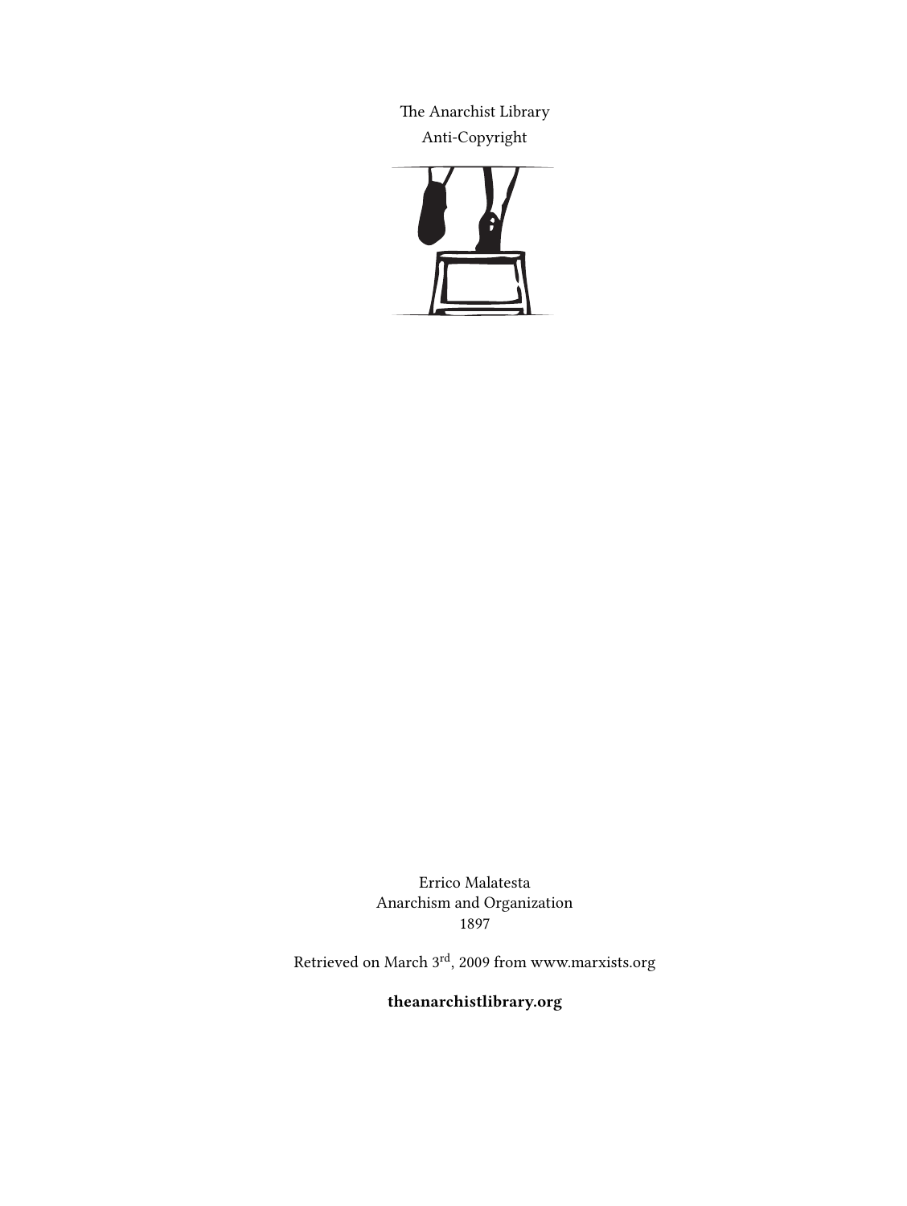The Anarchist Library
Anti-Copyright

Errico Malatesta
Anarchism and Organization
1897

Retrieved on March 3rd, 2009 from www.marxists.org

**theanarchistlibrary.org**